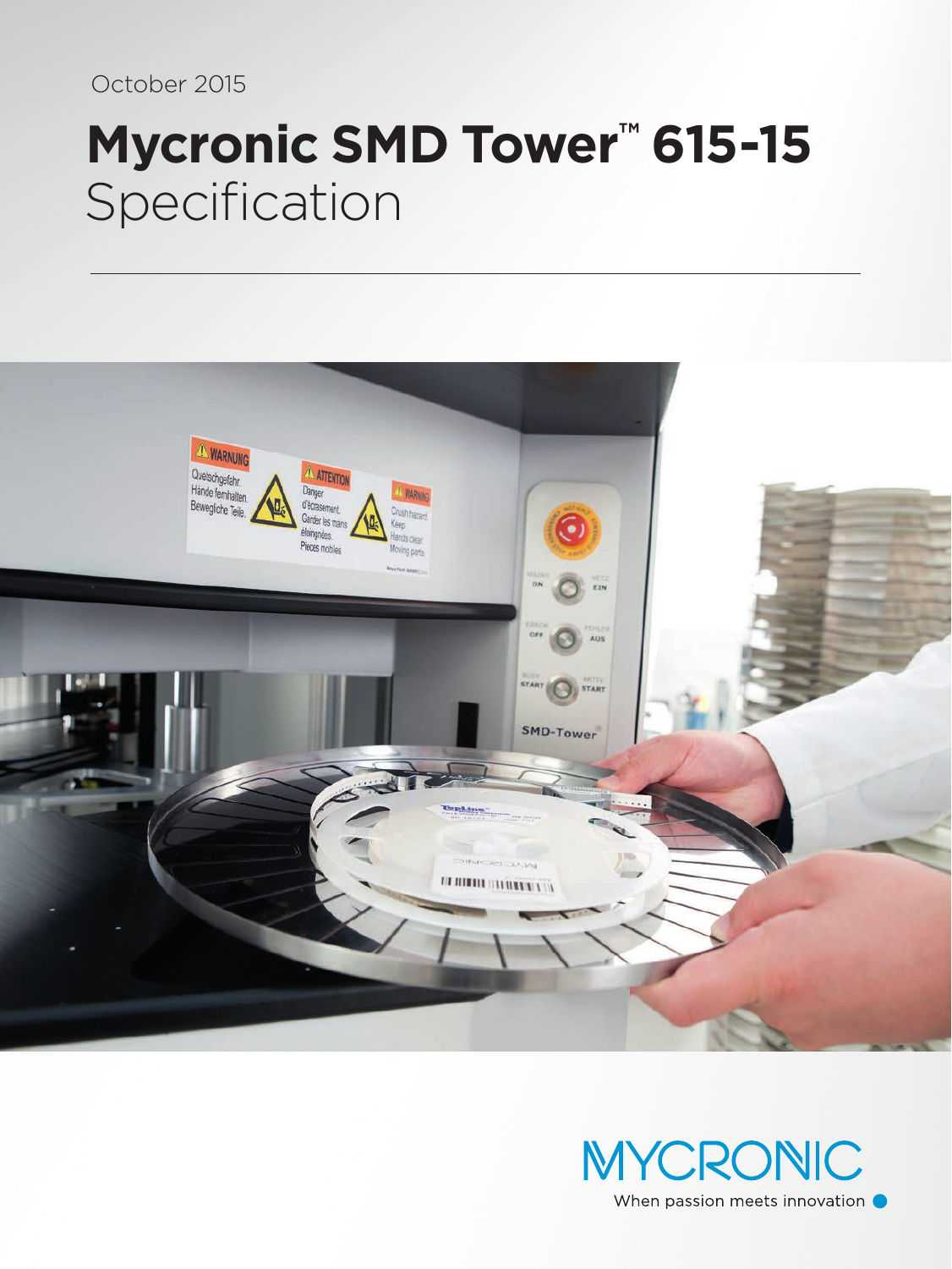October 2015

# Mycronic SMD Tower™ 615-15
Specification

MYCRONIC

When passion meets innovation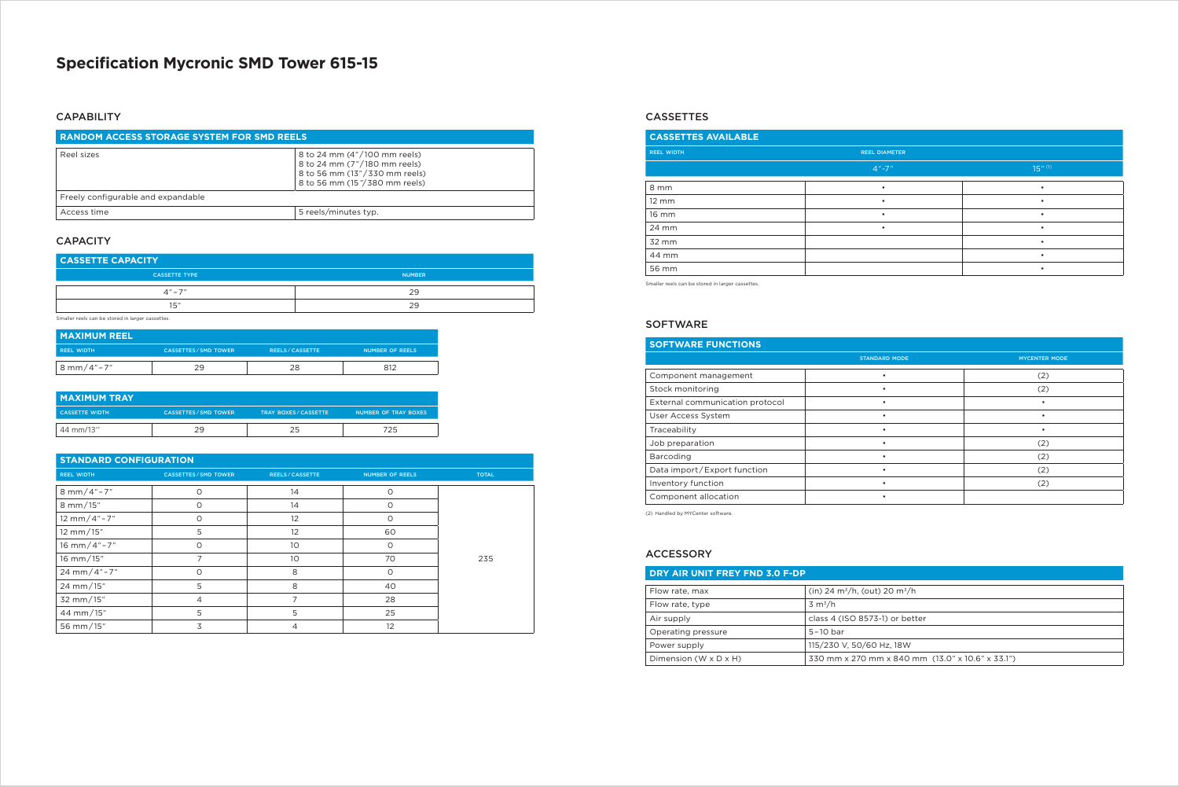# Specification Mycronic SMD Tower 615-15

## CAPABILITY

| RANDOM ACCESS STORAGE SYSTEM FOR SMD REELS | |
|---|---|
| Reel sizes | 8 to 24 mm (4"/100 mm reels)<br>8 to 24 mm (7"/180 mm reels)<br>8 to 56 mm (13"/330 mm reels)<br>8 to 56 mm (15"/380 mm reels) |
| Freely configurable and expandable | |
| Access time | 5 reels/minutes typ. |

## CAPACITY

| CASSETTE CAPACITY | |
|---|---|
| CASSETTE TYPE | NUMBER |
| 4"–7" | 29 |
| 15" | 29 |

Smaller reels can be stored in larger cassettes.

| MAXIMUM REEL | | | |
|---|---|---|---|
| REEL WIDTH | CASSETTES/SMD TOWER | REELS/CASSETTE | NUMBER OF REELS |
| 8 mm/4"–7" | 29 | 28 | 812 |

| MAXIMUM TRAY | | | |
|---|---|---|---|
| CASSETTE WIDTH | CASSETTES/SMD TOWER | TRAY BOXES/CASSETTE | NUMBER OF TRAY BOXES |
| 44 mm/13" | 29 | 25 | 725 |

| STANDARD CONFIGURATION | | | | |
|---|---|---|---|---|
| REEL WIDTH | CASSETTES/SMD TOWER | REELS/CASSETTE | NUMBER OF REELS | TOTAL |
| 8 mm/4"–7" | 0 | 14 | 0 | 235 |
| 8 mm/15" | 0 | 14 | 0 | |
| 12 mm/4"–7" | 0 | 12 | 0 | |
| 12 mm/15" | 5 | 12 | 60 | |
| 16 mm/4"–7" | 0 | 10 | 0 | |
| 16 mm/15" | 7 | 10 | 70 | |
| 24 mm/4"–7" | 0 | 8 | 0 | |
| 24 mm/15" | 5 | 8 | 40 | |
| 32 mm/15" | 4 | 7 | 28 | |
| 44 mm/15" | 5 | 5 | 25 | |
| 56 mm/15" | 3 | 4 | 12 | |

## CASSETTES

| CASSETTES AVAILABLE | | |
|---|---|---|
| REEL WIDTH | REEL DIAMETER | |
| | 4"-7" | 15" (1) |
| 8 mm | • | • |
| 12 mm | • | • |
| 16 mm | • | • |
| 24 mm | • | • |
| 32 mm | | • |
| 44 mm | | • |
| 56 mm | | • |

Smaller reels can be stored in larger cassettes.

## SOFTWARE

| SOFTWARE FUNCTIONS | | |
|---|---|---|
| | STANDARD MODE | MYCENTER MODE |
| Component management | • | (2) |
| Stock monitoring | • | (2) |
| External communication protocol | • | • |
| User Access System | • | • |
| Traceability | • | • |
| Job preparation | • | (2) |
| Barcoding | • | (2) |
| Data import/Export function | • | (2) |
| Inventory function | • | (2) |
| Component allocation | • | |

(2) Handled by MYCenter software.

## ACCESSORY

| DRY AIR UNIT FREY FND 3.0 F-DP | |
|---|---|
| Flow rate, max | (in) 24 $m^3/h$, (out) 20 $m^3/h$ |
| Flow rate, type | 3 $m^3/h$ |
| Air supply | class 4 (ISO 8573-1) or better |
| Operating pressure | 5–10 bar |
| Power supply | 115/230 V, 50/60 Hz, 18W |
| Dimension (W x D x H) | 330 mm x 270 mm x 840 mm (13.0" x 10.6" x 33.1") |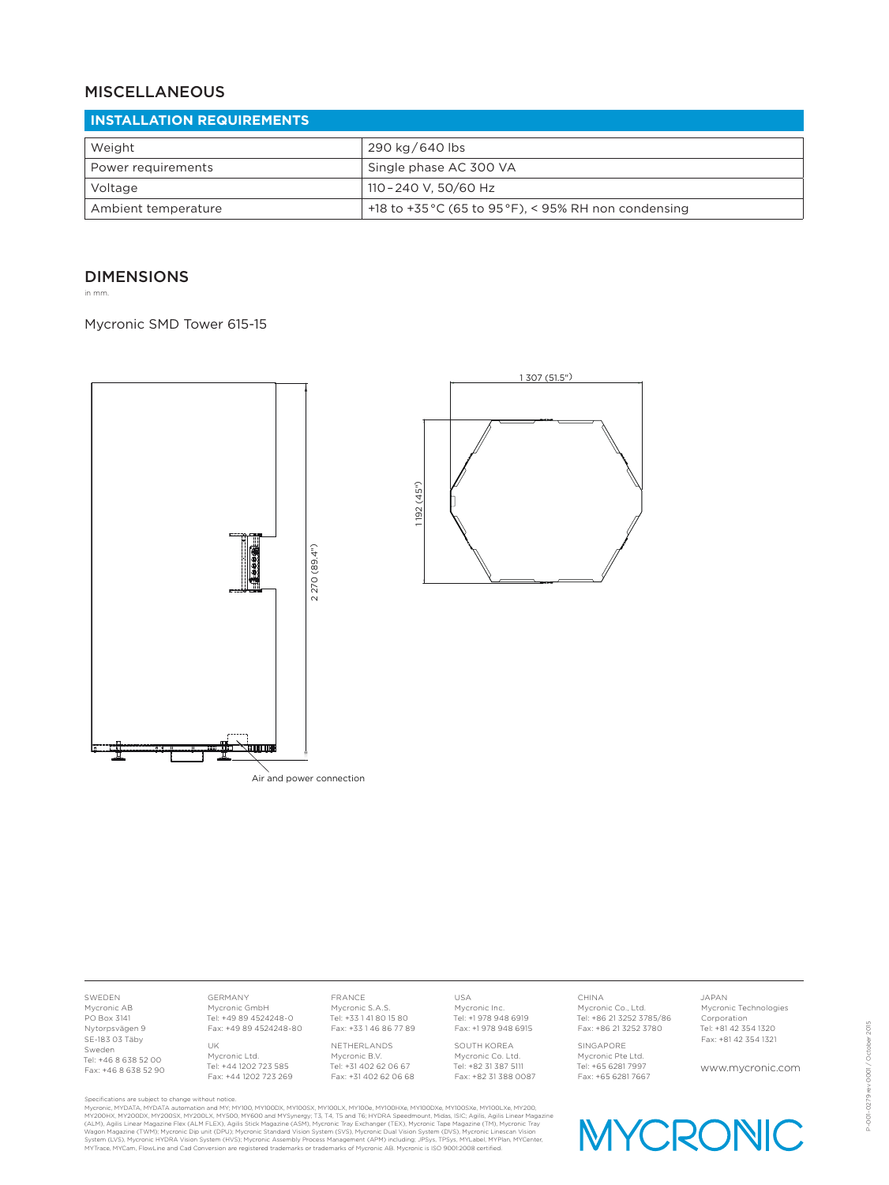## MISCELLANEOUS

| INSTALLATION REQUIREMENTS | |
|---|---|
| Weight | 290 kg/640 lbs |
| Power requirements | Single phase AC 300 VA |
| Voltage | 110–240 V, 50/60 Hz |
| Ambient temperature | +18 to +35 °C (65 to 95 °F), < 95% RH non condensing |

## DIMENSIONS

in mm.

Mycronic SMD Tower 615-15

2 270 (89.4")

1 307 (51.5")

1 192 (45")

Air and power connection

SWEDEN
Mycronic AB
PO Box 3141
Nytorpsvägen 9
SE-183 03 Täby
Sweden
Tel: +46 8 638 52 00
Fax: +46 8 638 52 90

GERMANY
Mycronic GmbH
Tel: +49 89 4524248-0
Fax: +49 89 4524248-80

UK
Mycronic Ltd.
Tel: +44 1202 723 585
Fax: +44 1202 723 269

FRANCE
Mycronic S.A.S.
Tel: +33 1 41 80 15 80
Fax: +33 1 46 86 77 89

NETHERLANDS
Mycronic B.V.
Tel: +31 402 62 06 67
Fax: +31 402 62 06 68

USA
Mycronic Inc.
Tel: +1 978 948 6919
Fax: +1 978 948 6915

SOUTH KOREA
Mycronic Co. Ltd.
Tel: +82 31 387 5111
Fax: +82 31 388 0087

CHINA
Mycronic Co., Ltd.
Tel: +86 21 3252 3785/86
Fax: +86 21 3252 3780

SINGAPORE
Mycronic Pte Ltd.
Tel: +65 6281 7997
Fax: +65 6281 7667

JAPAN
Mycronic Technologies Corporation
Tel: +81 42 354 1320
Fax: +81 42 354 1321

www.mycronic.com

Specifications are subject to change without notice.
Mycronic, MYDATA, MYDATA automation and MY; MY100, MY100DX, MY100SX, MY100LX, MY100e, MY100HXe, MY100DXe, MY100SXe, MY100LXe, MY200, MY200HX, MY200DX, MY200SX, MY200LX, MY500, MY600 and MYSynergy; T3, T4, T5 and T6; HYDRA Speedmount, Midas, ISIC; Agilis, Agilis Linear Magazine (ALM), Agilis Linear Magazine Flex (ALM FLEX), Agilis Stick Magazine (ASM), Mycronic Tray Exchanger (TEX), Mycronic Tape Magazine (TM), Mycronic Tray Wagon Magazine (TWM); Mycronic Dip unit (DPU); Mycronic Standard Vision System (SVS), Mycronic Dual Vision System (DVS), Mycronic Linescan Vision System (LVS), Mycronic HYDRA Vision System (HVS); Mycronic Assembly Process Management (APM) including; JPSys, TPSys, MYLabel, MYPlan, MYCenter, MYTrace, MYCam, FlowLine and Cad Conversion are registered trademarks or trademarks of Mycronic AB. Mycronic is ISO 9001:2008 certified.

MYCRONIC

P-001-0279 rev 0001 / October 2015